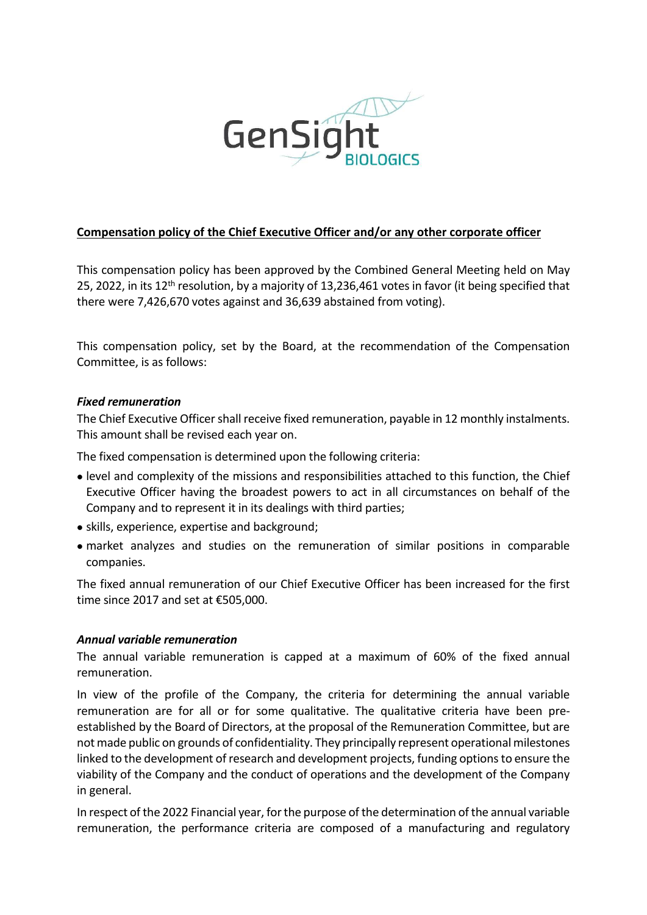GenSight BIOLOGICS

**Compensation policy of the Chief Executive Officer and/or any other corporate officer**

This compensation policy has been approved by the Combined General Meeting held on May 25, 2022, in its 12th resolution, by a majority of 13,236,461 votes in favor (it being specified that there were 7,426,670 votes against and 36,639 abstained from voting).

This compensation policy, set by the Board, at the recommendation of the Compensation Committee, is as follows:

***Fixed remuneration***

The Chief Executive Officer shall receive fixed remuneration, payable in 12 monthly instalments. This amount shall be revised each year on.

The fixed compensation is determined upon the following criteria:

- level and complexity of the missions and responsibilities attached to this function, the Chief Executive Officer having the broadest powers to act in all circumstances on behalf of the Company and to represent it in its dealings with third parties;
- skills, experience, expertise and background;
- market analyzes and studies on the remuneration of similar positions in comparable companies.

The fixed annual remuneration of our Chief Executive Officer has been increased for the first time since 2017 and set at €505,000.

***Annual variable remuneration***

The annual variable remuneration is capped at a maximum of 60% of the fixed annual remuneration.

In view of the profile of the Company, the criteria for determining the annual variable remuneration are for all or for some qualitative. The qualitative criteria have been pre-established by the Board of Directors, at the proposal of the Remuneration Committee, but are not made public on grounds of confidentiality. They principally represent operational milestones linked to the development of research and development projects, funding options to ensure the viability of the Company and the conduct of operations and the development of the Company in general.

In respect of the 2022 Financial year, for the purpose of the determination of the annual variable remuneration, the performance criteria are composed of a manufacturing and regulatory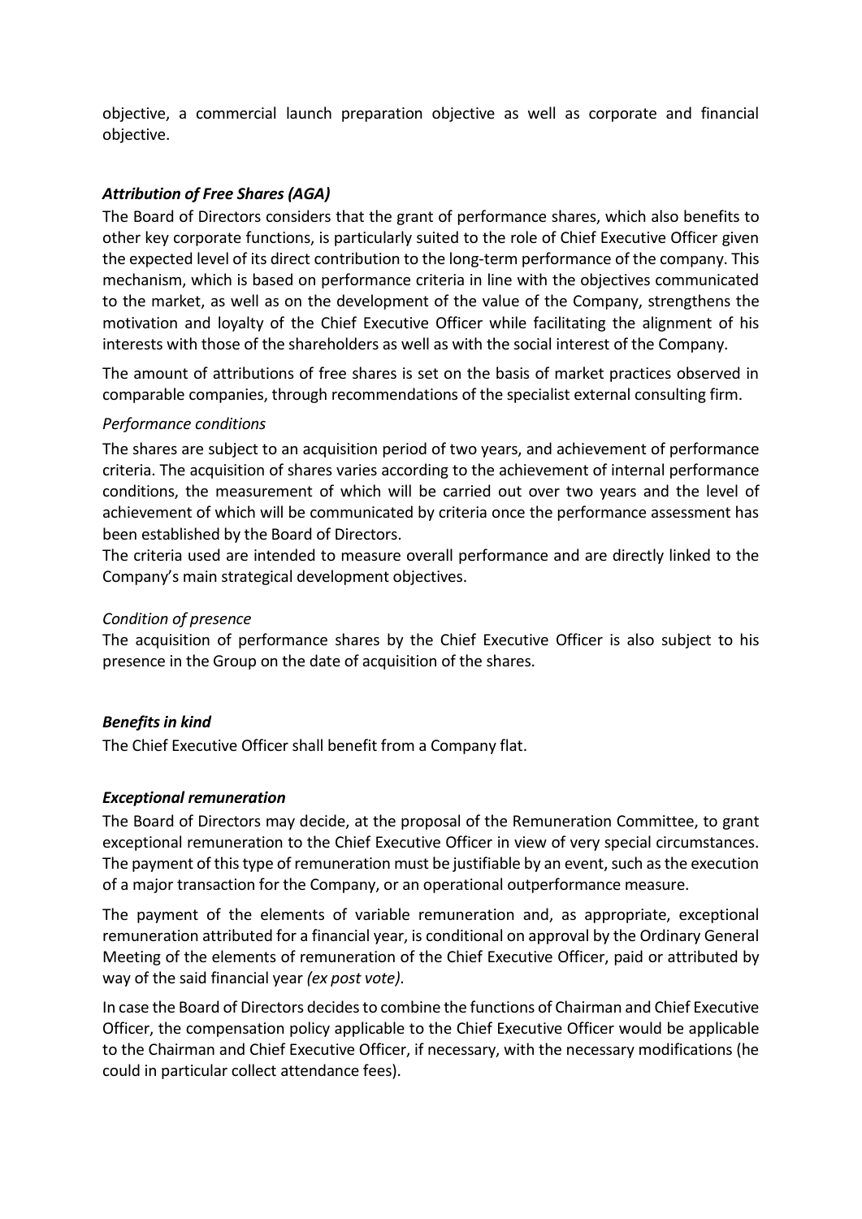objective, a commercial launch preparation objective as well as corporate and financial objective.

### *Attribution of Free Shares (AGA)*

The Board of Directors considers that the grant of performance shares, which also benefits to other key corporate functions, is particularly suited to the role of Chief Executive Officer given the expected level of its direct contribution to the long-term performance of the company. This mechanism, which is based on performance criteria in line with the objectives communicated to the market, as well as on the development of the value of the Company, strengthens the motivation and loyalty of the Chief Executive Officer while facilitating the alignment of his interests with those of the shareholders as well as with the social interest of the Company.

The amount of attributions of free shares is set on the basis of market practices observed in comparable companies, through recommendations of the specialist external consulting firm.

*Performance conditions*

The shares are subject to an acquisition period of two years, and achievement of performance criteria. The acquisition of shares varies according to the achievement of internal performance conditions, the measurement of which will be carried out over two years and the level of achievement of which will be communicated by criteria once the performance assessment has been established by the Board of Directors.

The criteria used are intended to measure overall performance and are directly linked to the Company's main strategical development objectives.

*Condition of presence*

The acquisition of performance shares by the Chief Executive Officer is also subject to his presence in the Group on the date of acquisition of the shares.

### *Benefits in kind*

The Chief Executive Officer shall benefit from a Company flat.

### *Exceptional remuneration*

The Board of Directors may decide, at the proposal of the Remuneration Committee, to grant exceptional remuneration to the Chief Executive Officer in view of very special circumstances. The payment of this type of remuneration must be justifiable by an event, such as the execution of a major transaction for the Company, or an operational outperformance measure.

The payment of the elements of variable remuneration and, as appropriate, exceptional remuneration attributed for a financial year, is conditional on approval by the Ordinary General Meeting of the elements of remuneration of the Chief Executive Officer, paid or attributed by way of the said financial year *(ex post vote)*.

In case the Board of Directors decides to combine the functions of Chairman and Chief Executive Officer, the compensation policy applicable to the Chief Executive Officer would be applicable to the Chairman and Chief Executive Officer, if necessary, with the necessary modifications (he could in particular collect attendance fees).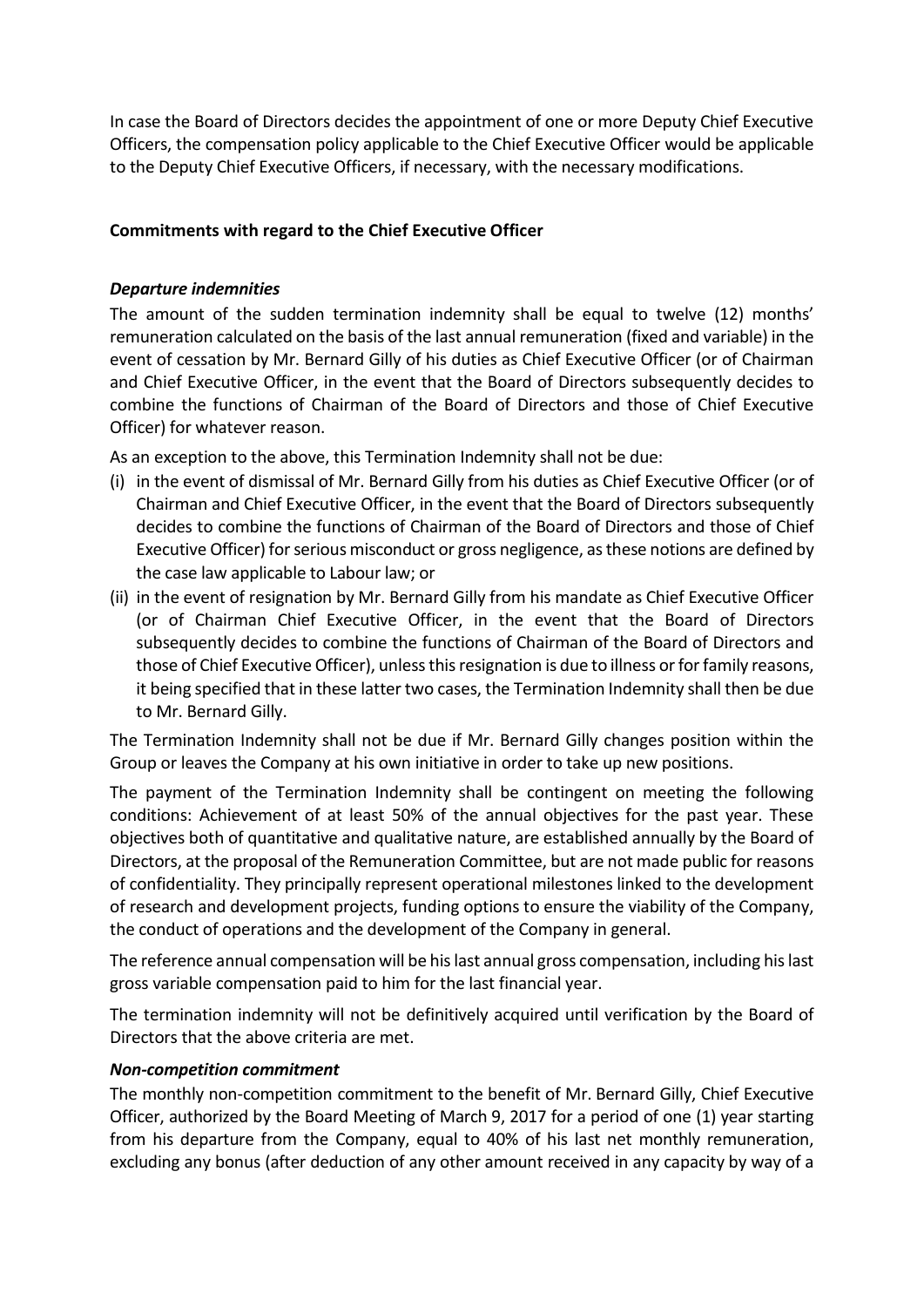In case the Board of Directors decides the appointment of one or more Deputy Chief Executive Officers, the compensation policy applicable to the Chief Executive Officer would be applicable to the Deputy Chief Executive Officers, if necessary, with the necessary modifications.

**Commitments with regard to the Chief Executive Officer**

***Departure indemnities***

The amount of the sudden termination indemnity shall be equal to twelve (12) months' remuneration calculated on the basis of the last annual remuneration (fixed and variable) in the event of cessation by Mr. Bernard Gilly of his duties as Chief Executive Officer (or of Chairman and Chief Executive Officer, in the event that the Board of Directors subsequently decides to combine the functions of Chairman of the Board of Directors and those of Chief Executive Officer) for whatever reason.

As an exception to the above, this Termination Indemnity shall not be due:

(i) in the event of dismissal of Mr. Bernard Gilly from his duties as Chief Executive Officer (or of Chairman and Chief Executive Officer, in the event that the Board of Directors subsequently decides to combine the functions of Chairman of the Board of Directors and those of Chief Executive Officer) for serious misconduct or gross negligence, as these notions are defined by the case law applicable to Labour law; or

(ii) in the event of resignation by Mr. Bernard Gilly from his mandate as Chief Executive Officer (or of Chairman Chief Executive Officer, in the event that the Board of Directors subsequently decides to combine the functions of Chairman of the Board of Directors and those of Chief Executive Officer), unless this resignation is due to illness or for family reasons, it being specified that in these latter two cases, the Termination Indemnity shall then be due to Mr. Bernard Gilly.

The Termination Indemnity shall not be due if Mr. Bernard Gilly changes position within the Group or leaves the Company at his own initiative in order to take up new positions.

The payment of the Termination Indemnity shall be contingent on meeting the following conditions: Achievement of at least 50% of the annual objectives for the past year. These objectives both of quantitative and qualitative nature, are established annually by the Board of Directors, at the proposal of the Remuneration Committee, but are not made public for reasons of confidentiality. They principally represent operational milestones linked to the development of research and development projects, funding options to ensure the viability of the Company, the conduct of operations and the development of the Company in general.

The reference annual compensation will be his last annual gross compensation, including his last gross variable compensation paid to him for the last financial year.

The termination indemnity will not be definitively acquired until verification by the Board of Directors that the above criteria are met.

***Non-competition commitment***

The monthly non-competition commitment to the benefit of Mr. Bernard Gilly, Chief Executive Officer, authorized by the Board Meeting of March 9, 2017 for a period of one (1) year starting from his departure from the Company, equal to 40% of his last net monthly remuneration, excluding any bonus (after deduction of any other amount received in any capacity by way of a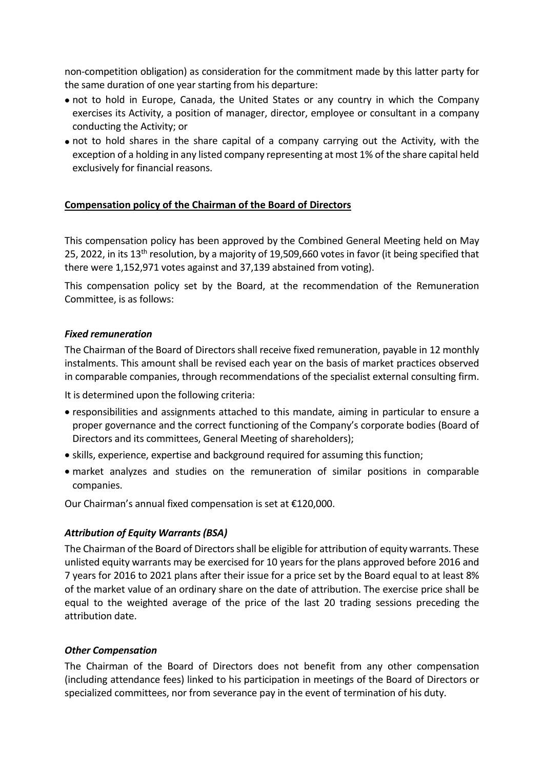non-competition obligation) as consideration for the commitment made by this latter party for the same duration of one year starting from his departure:

- not to hold in Europe, Canada, the United States or any country in which the Company exercises its Activity, a position of manager, director, employee or consultant in a company conducting the Activity; or
- not to hold shares in the share capital of a company carrying out the Activity, with the exception of a holding in any listed company representing at most 1% of the share capital held exclusively for financial reasons.

## Compensation policy of the Chairman of the Board of Directors

This compensation policy has been approved by the Combined General Meeting held on May 25, 2022, in its 13th resolution, by a majority of 19,509,660 votes in favor (it being specified that there were 1,152,971 votes against and 37,139 abstained from voting).

This compensation policy set by the Board, at the recommendation of the Remuneration Committee, is as follows:

### *Fixed remuneration*

The Chairman of the Board of Directors shall receive fixed remuneration, payable in 12 monthly instalments. This amount shall be revised each year on the basis of market practices observed in comparable companies, through recommendations of the specialist external consulting firm.

It is determined upon the following criteria:

- responsibilities and assignments attached to this mandate, aiming in particular to ensure a proper governance and the correct functioning of the Company's corporate bodies (Board of Directors and its committees, General Meeting of shareholders);
- skills, experience, expertise and background required for assuming this function;
- market analyzes and studies on the remuneration of similar positions in comparable companies.

Our Chairman's annual fixed compensation is set at €120,000.

### *Attribution of Equity Warrants (BSA)*

The Chairman of the Board of Directors shall be eligible for attribution of equity warrants. These unlisted equity warrants may be exercised for 10 years for the plans approved before 2016 and 7 years for 2016 to 2021 plans after their issue for a price set by the Board equal to at least 8% of the market value of an ordinary share on the date of attribution. The exercise price shall be equal to the weighted average of the price of the last 20 trading sessions preceding the attribution date.

### *Other Compensation*

The Chairman of the Board of Directors does not benefit from any other compensation (including attendance fees) linked to his participation in meetings of the Board of Directors or specialized committees, nor from severance pay in the event of termination of his duty.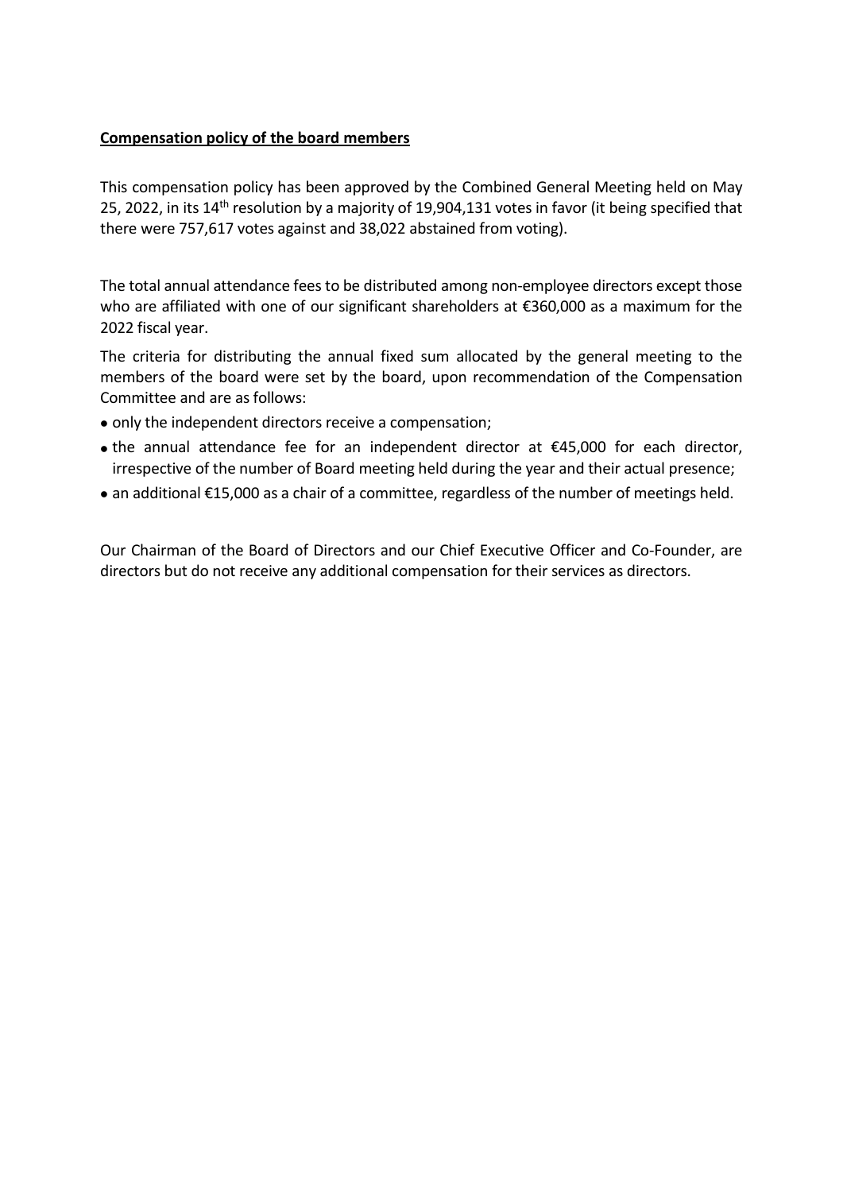**Compensation policy of the board members**

This compensation policy has been approved by the Combined General Meeting held on May 25, 2022, in its 14th resolution by a majority of 19,904,131 votes in favor (it being specified that there were 757,617 votes against and 38,022 abstained from voting).

The total annual attendance fees to be distributed among non-employee directors except those who are affiliated with one of our significant shareholders at €360,000 as a maximum for the 2022 fiscal year.

The criteria for distributing the annual fixed sum allocated by the general meeting to the members of the board were set by the board, upon recommendation of the Compensation Committee and are as follows:

- only the independent directors receive a compensation;
- the annual attendance fee for an independent director at €45,000 for each director, irrespective of the number of Board meeting held during the year and their actual presence;
- an additional €15,000 as a chair of a committee, regardless of the number of meetings held.

Our Chairman of the Board of Directors and our Chief Executive Officer and Co-Founder, are directors but do not receive any additional compensation for their services as directors.